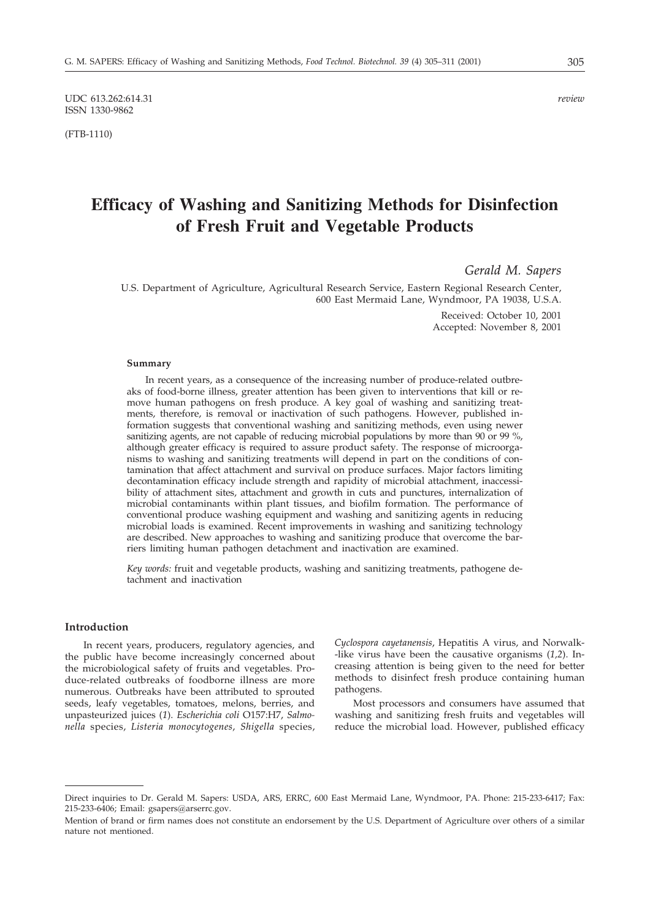UDC 613.262:614.31 *review*
ISSN 1330-9862

(FTB-1110)

# Efficacy of Washing and Sanitizing Methods for Disinfection of Fresh Fruit and Vegetable Products

*Gerald M. Sapers*

U.S. Department of Agriculture, Agricultural Research Service, Eastern Regional Research Center, 600 East Mermaid Lane, Wyndmoor, PA 19038, U.S.A.

Received: October 10, 2001
Accepted: November 8, 2001

#### Summary

In recent years, as a consequence of the increasing number of produce-related outbreaks of food-borne illness, greater attention has been given to interventions that kill or remove human pathogens on fresh produce. A key goal of washing and sanitizing treatments, therefore, is removal or inactivation of such pathogens. However, published information suggests that conventional washing and sanitizing methods, even using newer sanitizing agents, are not capable of reducing microbial populations by more than 90 or 99 %, although greater efficacy is required to assure product safety. The response of microorganisms to washing and sanitizing treatments will depend in part on the conditions of contamination that affect attachment and survival on produce surfaces. Major factors limiting decontamination efficacy include strength and rapidity of microbial attachment, inaccessibility of attachment sites, attachment and growth in cuts and punctures, internalization of microbial contaminants within plant tissues, and biofilm formation. The performance of conventional produce washing equipment and washing and sanitizing agents in reducing microbial loads is examined. Recent improvements in washing and sanitizing technology are described. New approaches to washing and sanitizing produce that overcome the barriers limiting human pathogen detachment and inactivation are examined.

*Key words:* fruit and vegetable products, washing and sanitizing treatments, pathogene detachment and inactivation

#### Introduction

In recent years, producers, regulatory agencies, and the public have become increasingly concerned about the microbiological safety of fruits and vegetables. Produce-related outbreaks of foodborne illness are more numerous. Outbreaks have been attributed to sprouted seeds, leafy vegetables, tomatoes, melons, berries, and unpasteurized juices (*1*). *Escherichia coli* O157:H7, *Salmonella* species, *Listeria monocytogenes*, *Shigella* species, *Cyclospora cayetanensis*, Hepatitis A virus, and Norwalk-like virus have been the causative organisms (*1,2*). Increasing attention is being given to the need for better methods to disinfect fresh produce containing human pathogens.

Most processors and consumers have assumed that washing and sanitizing fresh fruits and vegetables will reduce the microbial load. However, published efficacy

---

Direct inquiries to Dr. Gerald M. Sapers: USDA, ARS, ERRC, 600 East Mermaid Lane, Wyndmoor, PA. Phone: 215-233-6417; Fax: 215-233-6406; Email: gsapers@arserrc.gov.

Mention of brand or firm names does not constitute an endorsement by the U.S. Department of Agriculture over others of a similar nature not mentioned.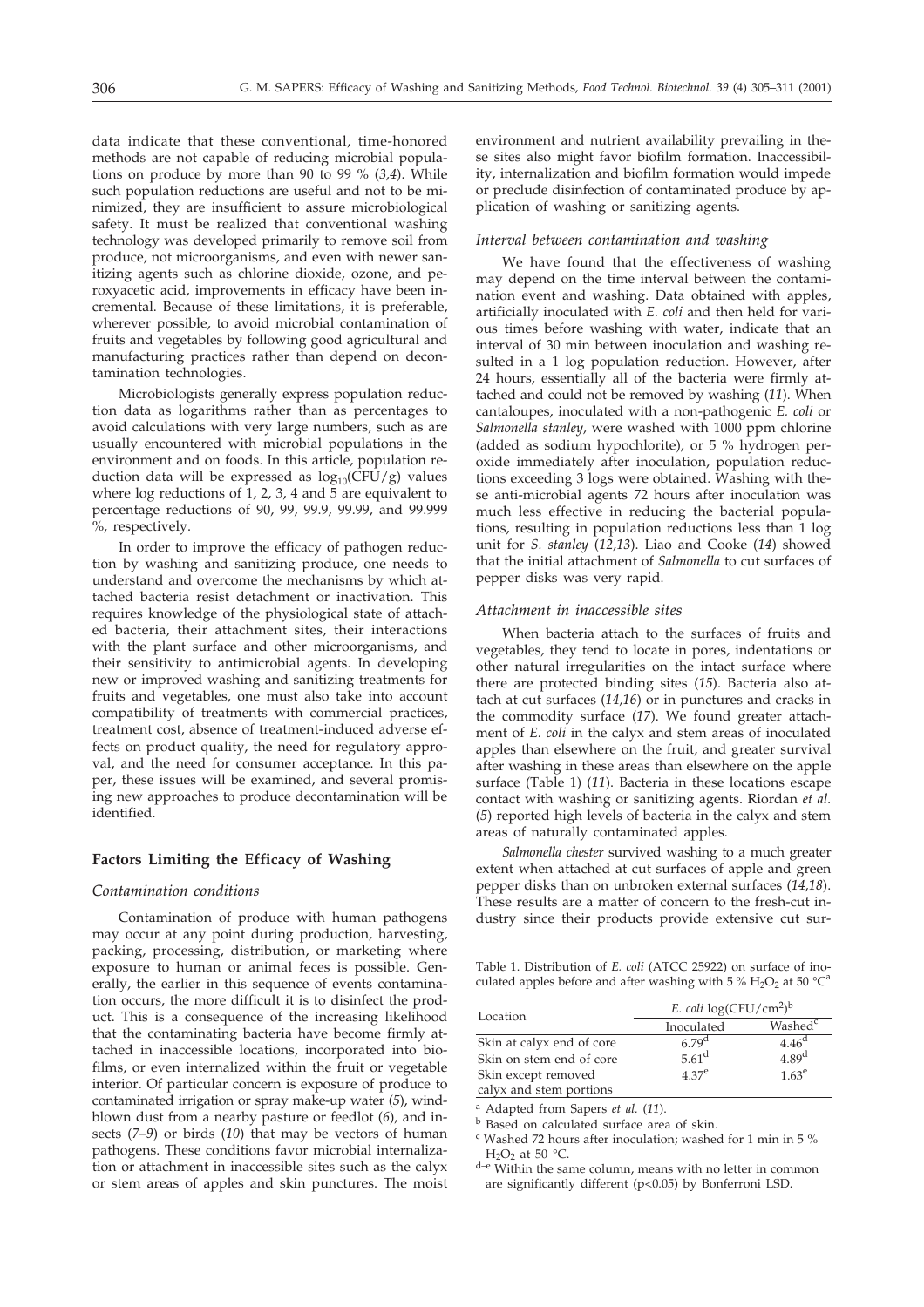data indicate that these conventional, time-honored methods are not capable of reducing microbial populations on produce by more than 90 to 99 % (*3,4*). While such population reductions are useful and not to be minimized, they are insufficient to assure microbiological safety. It must be realized that conventional washing technology was developed primarily to remove soil from produce, not microorganisms, and even with newer sanitizing agents such as chlorine dioxide, ozone, and peroxyacetic acid, improvements in efficacy have been incremental. Because of these limitations, it is preferable, wherever possible, to avoid microbial contamination of fruits and vegetables by following good agricultural and manufacturing practices rather than depend on decontamination technologies.

Microbiologists generally express population reduction data as logarithms rather than as percentages to avoid calculations with very large numbers, such as are usually encountered with microbial populations in the environment and on foods. In this article, population reduction data will be expressed as $\log_{10}(CFU/g)$ values where log reductions of 1, 2, 3, 4 and 5 are equivalent to percentage reductions of 90, 99, 99.9, 99.99, and 99.999 %, respectively.

In order to improve the efficacy of pathogen reduction by washing and sanitizing produce, one needs to understand and overcome the mechanisms by which attached bacteria resist detachment or inactivation. This requires knowledge of the physiological state of attached bacteria, their attachment sites, their interactions with the plant surface and other microorganisms, and their sensitivity to antimicrobial agents. In developing new or improved washing and sanitizing treatments for fruits and vegetables, one must also take into account compatibility of treatments with commercial practices, treatment cost, absence of treatment-induced adverse effects on product quality, the need for regulatory approval, and the need for consumer acceptance. In this paper, these issues will be examined, and several promising new approaches to produce decontamination will be identified.

## Factors Limiting the Efficacy of Washing

### *Contamination conditions*

Contamination of produce with human pathogens may occur at any point during production, harvesting, packing, processing, distribution, or marketing where exposure to human or animal feces is possible. Generally, the earlier in this sequence of events contamination occurs, the more difficult it is to disinfect the product. This is a consequence of the increasing likelihood that the contaminating bacteria have become firmly attached in inaccessible locations, incorporated into biofilms, or even internalized within the fruit or vegetable interior. Of particular concern is exposure of produce to contaminated irrigation or spray make-up water (*5*), wind-blown dust from a nearby pasture or feedlot (*6*), and insects (*7–9*) or birds (*10*) that may be vectors of human pathogens. These conditions favor microbial internalization or attachment in inaccessible sites such as the calyx or stem areas of apples and skin punctures. The moist environment and nutrient availability prevailing in these sites also might favor biofilm formation. Inaccessibility, internalization and biofilm formation would impede or preclude disinfection of contaminated produce by application of washing or sanitizing agents.

### *Interval between contamination and washing*

We have found that the effectiveness of washing may depend on the time interval between the contamination event and washing. Data obtained with apples, artificially inoculated with *E. coli* and then held for various times before washing with water, indicate that an interval of 30 min between inoculation and washing resulted in a 1 log population reduction. However, after 24 hours, essentially all of the bacteria were firmly attached and could not be removed by washing (*11*). When cantaloupes, inoculated with a non-pathogenic *E. coli* or *Salmonella stanley*, were washed with 1000 ppm chlorine (added as sodium hypochlorite), or 5 % hydrogen peroxide immediately after inoculation, population reductions exceeding 3 logs were obtained. Washing with these anti-microbial agents 72 hours after inoculation was much less effective in reducing the bacterial populations, resulting in population reductions less than 1 log unit for *S. stanley* (*12,13*). Liao and Cooke (*14*) showed that the initial attachment of *Salmonella* to cut surfaces of pepper disks was very rapid.

### *Attachment in inaccessible sites*

When bacteria attach to the surfaces of fruits and vegetables, they tend to locate in pores, indentations or other natural irregularities on the intact surface where there are protected binding sites (*15*). Bacteria also attach at cut surfaces (*14,16*) or in punctures and cracks in the commodity surface (*17*). We found greater attachment of *E. coli* in the calyx and stem areas of inoculated apples than elsewhere on the fruit, and greater survival after washing in these areas than elsewhere on the apple surface (Table 1) (*11*). Bacteria in these locations escape contact with washing or sanitizing agents. Riordan *et al.* (*5*) reported high levels of bacteria in the calyx and stem areas of naturally contaminated apples.

*Salmonella chester* survived washing to a much greater extent when attached at cut surfaces of apple and green pepper disks than on unbroken external surfaces (*14,18*). These results are a matter of concern to the fresh-cut industry since their products provide extensive cut sur-

Table 1. Distribution of *E. coli* (ATCC 25922) on surface of inoculated apples before and after washing with 5 % $H_2O_2$ at 50 °C[a]

| Location | *E. coli* $\log(CFU/cm^2)$[b] | |
|---|---|---|
| | Inoculated | Washed[c] |
| Skin at calyx end of core | 6.79[d] | 4.46[d] |
| Skin on stem end of core | 5.61[d] | 4.89[d] |
| Skin except removed calyx and stem portions | 4.37[e] | 1.63[e] |

[a] Adapted from Sapers *et al.* (*11*).

[b] Based on calculated surface area of skin.

[c] Washed 72 hours after inoculation; washed for 1 min in 5 % $H_2O_2$ at 50 °C.

[d–e] Within the same column, means with no letter in common are significantly different ($p<0.05$) by Bonferroni LSD.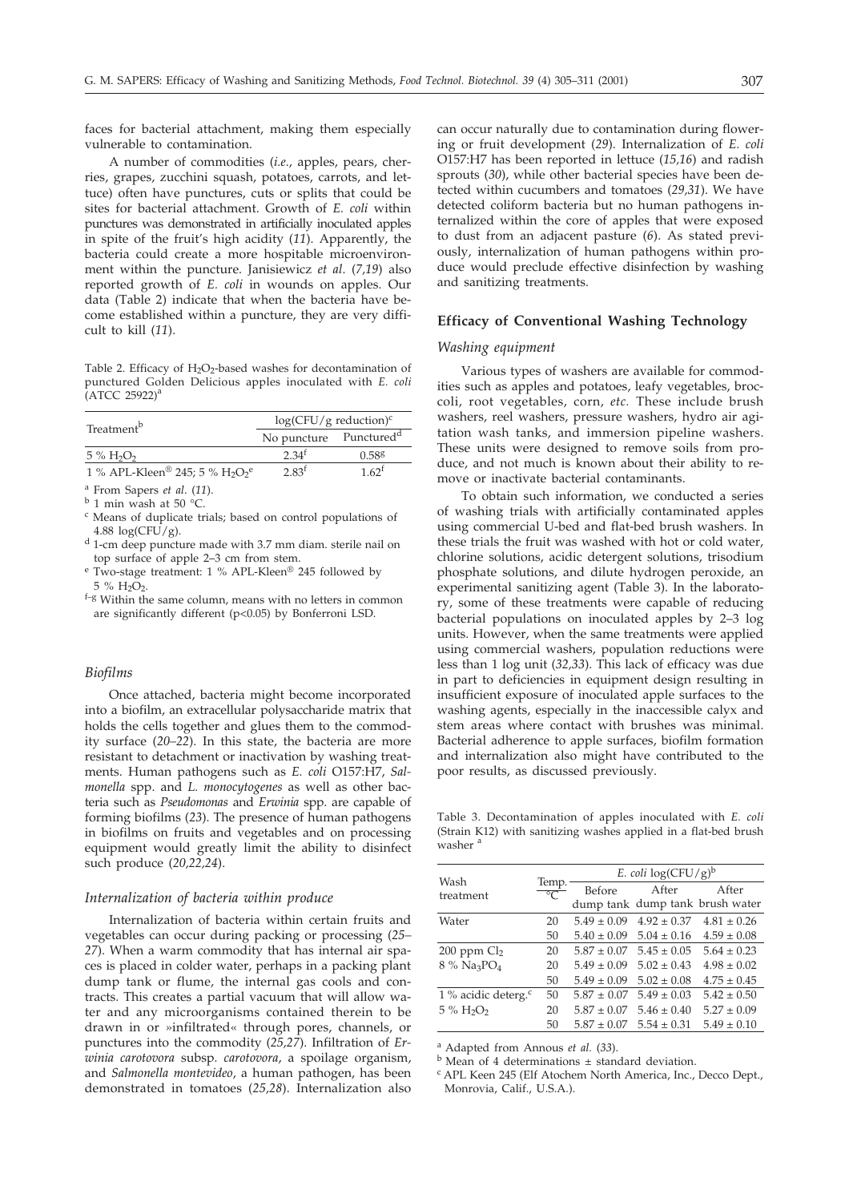faces for bacterial attachment, making them especially vulnerable to contamination.

A number of commodities (*i.e.*, apples, pears, cherries, grapes, zucchini squash, potatoes, carrots, and lettuce) often have punctures, cuts or splits that could be sites for bacterial attachment. Growth of *E. coli* within punctures was demonstrated in artificially inoculated apples in spite of the fruit's high acidity (*11*). Apparently, the bacteria could create a more hospitable microenvironment within the puncture. Janisiewicz *et al*. (*7,19*) also reported growth of *E. coli* in wounds on apples. Our data (Table 2) indicate that when the bacteria have become established within a puncture, they are very difficult to kill (*11*).

Table 2. Efficacy of $H_2O_2$-based washes for decontamination of punctured Golden Delicious apples inoculated with *E. coli* (ATCC 25922)[a]

| Treatment[b] | log(CFU/g reduction)[c] | |
|---|---|---|
| | No puncture | Punctured[d] |
| 5 % $H_2O_2$ | 2.34[f] | 0.58[g] |
| 1 % APL-Kleen® 245; 5 % $H_2O_2$[e] | 2.83[f] | 1.62[f] |

[a] From Sapers *et al*. (*11*).
[b] 1 min wash at 50 °C.
[c] Means of duplicate trials; based on control populations of 4.88 log(CFU/g).
[d] 1-cm deep puncture made with 3.7 mm diam. sterile nail on top surface of apple 2–3 cm from stem.
[e] Two-stage treatment: 1 % APL-Kleen® 245 followed by 5 % $H_2O_2$.
[f–g] Within the same column, means with no letters in common are significantly different ($p<0.05$) by Bonferroni LSD.

### *Biofilms*

Once attached, bacteria might become incorporated into a biofilm, an extracellular polysaccharide matrix that holds the cells together and glues them to the commodity surface (*20–22*). In this state, the bacteria are more resistant to detachment or inactivation by washing treatments. Human pathogens such as *E. coli* O157:H7, *Salmonella* spp. and *L. monocytogenes* as well as other bacteria such as *Pseudomonas* and *Erwinia* spp. are capable of forming biofilms (*23*). The presence of human pathogens in biofilms on fruits and vegetables and on processing equipment would greatly limit the ability to disinfect such produce (*20,22,24*).

### *Internalization of bacteria within produce*

Internalization of bacteria within certain fruits and vegetables can occur during packing or processing (*25–27*). When a warm commodity that has internal air spaces is placed in colder water, perhaps in a packing plant dump tank or flume, the internal gas cools and contracts. This creates a partial vacuum that will allow water and any microorganisms contained therein to be drawn in or »infiltrated« through pores, channels, or punctures into the commodity (*25,27*). Infiltration of *Erwinia carotovora* subsp. *carotovora*, a spoilage organism, and *Salmonella montevideo*, a human pathogen, has been demonstrated in tomatoes (*25,28*). Internalization also can occur naturally due to contamination during flowering or fruit development (*29*). Internalization of *E. coli* O157:H7 has been reported in lettuce (*15,16*) and radish sprouts (*30*), while other bacterial species have been detected within cucumbers and tomatoes (*29,31*). We have detected coliform bacteria but no human pathogens internalized within the core of apples that were exposed to dust from an adjacent pasture (*6*). As stated previously, internalization of human pathogens within produce would preclude effective disinfection by washing and sanitizing treatments.

## Efficacy of Conventional Washing Technology

### *Washing equipment*

Various types of washers are available for commodities such as apples and potatoes, leafy vegetables, broccoli, root vegetables, corn, *etc.* These include brush washers, reel washers, pressure washers, hydro air agitation wash tanks, and immersion pipeline washers. These units were designed to remove soils from produce, and not much is known about their ability to remove or inactivate bacterial contaminants.

To obtain such information, we conducted a series of washing trials with artificially contaminated apples using commercial U-bed and flat-bed brush washers. In these trials the fruit was washed with hot or cold water, chlorine solutions, acidic detergent solutions, trisodium phosphate solutions, and dilute hydrogen peroxide, an experimental sanitizing agent (Table 3). In the laboratory, some of these treatments were capable of reducing bacterial populations on inoculated apples by 2–3 log units. However, when the same treatments were applied using commercial washers, population reductions were less than 1 log unit (*32,33*). This lack of efficacy was due in part to deficiencies in equipment design resulting in insufficient exposure of inoculated apple surfaces to the washing agents, especially in the inaccessible calyx and stem areas where contact with brushes was minimal. Bacterial adherence to apple surfaces, biofilm formation and internalization also might have contributed to the poor results, as discussed previously.

Table 3. Decontamination of apples inoculated with *E. coli* (Strain K12) with sanitizing washes applied in a flat-bed brush washer [a]

| Wash treatment | Temp. °C | *E. coli* log(CFU/g)[b] | | |
|---|---|---|---|---|
| | | Before dump tank | After dump tank | After brush water |
| Water | 20 | 5.49 ± 0.09 | 4.92 ± 0.37 | 4.81 ± 0.26 |
| | 50 | 5.40 ± 0.09 | 5.04 ± 0.16 | 4.59 ± 0.08 |
| 200 ppm $Cl_2$ | 20 | 5.87 ± 0.07 | 5.45 ± 0.05 | 5.64 ± 0.23 |
| 8 % $Na_3PO_4$ | 20 | 5.49 ± 0.09 | 5.02 ± 0.43 | 4.98 ± 0.02 |
| | 50 | 5.49 ± 0.09 | 5.02 ± 0.08 | 4.75 ± 0.45 |
| 1 % acidic deterg.[c] | 50 | 5.87 ± 0.07 | 5.49 ± 0.03 | 5.42 ± 0.50 |
| 5 % $H_2O_2$ | 20 | 5.87 ± 0.07 | 5.46 ± 0.40 | 5.27 ± 0.09 |
| | 50 | 5.87 ± 0.07 | 5.54 ± 0.31 | 5.49 ± 0.10 |

[a] Adapted from Annous *et al*. (*33*).
[b] Mean of 4 determinations ± standard deviation.
[c] APL Keen 245 (Elf Atochem North America, Inc., Decco Dept., Monrovia, Calif., U.S.A.).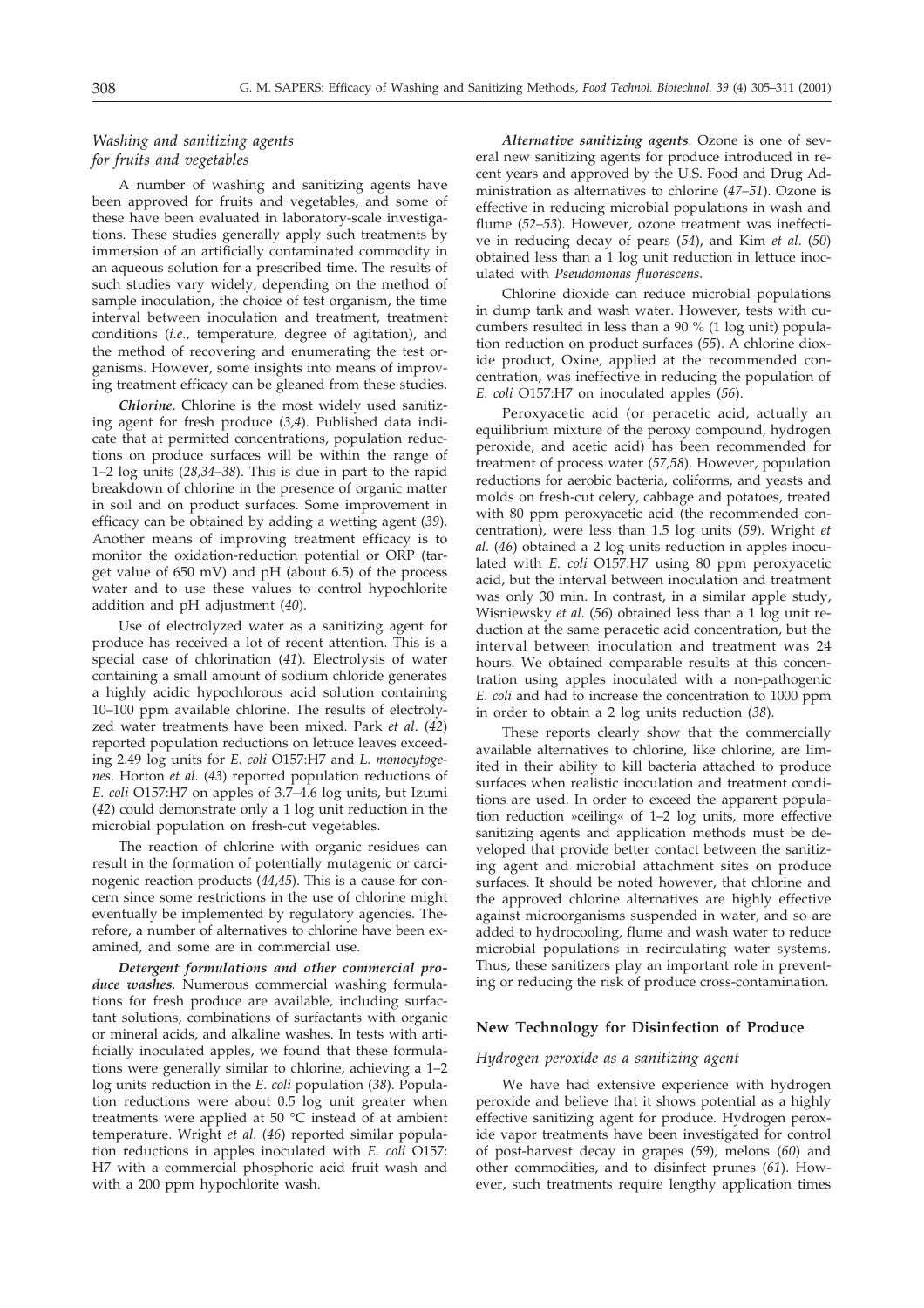### *Washing and sanitizing agents for fruits and vegetables*

A number of washing and sanitizing agents have been approved for fruits and vegetables, and some of these have been evaluated in laboratory-scale investigations. These studies generally apply such treatments by immersion of an artificially contaminated commodity in an aqueous solution for a prescribed time. The results of such studies vary widely, depending on the method of sample inoculation, the choice of test organism, the time interval between inoculation and treatment, treatment conditions (*i.e.*, temperature, degree of agitation), and the method of recovering and enumerating the test organisms. However, some insights into means of improving treatment efficacy can be gleaned from these studies.

***Chlorine***. Chlorine is the most widely used sanitizing agent for fresh produce (*3,4*). Published data indicate that at permitted concentrations, population reductions on produce surfaces will be within the range of 1–2 log units (*28,34–38*). This is due in part to the rapid breakdown of chlorine in the presence of organic matter in soil and on product surfaces. Some improvement in efficacy can be obtained by adding a wetting agent (*39*). Another means of improving treatment efficacy is to monitor the oxidation-reduction potential or ORP (target value of 650 mV) and pH (about 6.5) of the process water and to use these values to control hypochlorite addition and pH adjustment (*40*).

Use of electrolyzed water as a sanitizing agent for produce has received a lot of recent attention. This is a special case of chlorination (*41*). Electrolysis of water containing a small amount of sodium chloride generates a highly acidic hypochlorous acid solution containing 10–100 ppm available chlorine. The results of electrolyzed water treatments have been mixed. Park *et al*. (*42*) reported population reductions on lettuce leaves exceeding 2.49 log units for *E. coli* O157:H7 and *L. monocytogenes*. Horton *et al.* (*43*) reported population reductions of *E. coli* O157:H7 on apples of 3.7–4.6 log units, but Izumi (*42*) could demonstrate only a 1 log unit reduction in the microbial population on fresh-cut vegetables.

The reaction of chlorine with organic residues can result in the formation of potentially mutagenic or carcinogenic reaction products (*44,45*). This is a cause for concern since some restrictions in the use of chlorine might eventually be implemented by regulatory agencies. Therefore, a number of alternatives to chlorine have been examined, and some are in commercial use.

***Detergent formulations and other commercial produce washes.*** Numerous commercial washing formulations for fresh produce are available, including surfactant solutions, combinations of surfactants with organic or mineral acids, and alkaline washes. In tests with artificially inoculated apples, we found that these formulations were generally similar to chlorine, achieving a 1–2 log units reduction in the *E. coli* population (*38*). Population reductions were about 0.5 log unit greater when treatments were applied at 50 °C instead of at ambient temperature. Wright *et al*. (*46*) reported similar population reductions in apples inoculated with *E. coli* O157:H7 with a commercial phosphoric acid fruit wash and with a 200 ppm hypochlorite wash.

***Alternative sanitizing agents***. Ozone is one of several new sanitizing agents for produce introduced in recent years and approved by the U.S. Food and Drug Administration as alternatives to chlorine (*47–51*). Ozone is effective in reducing microbial populations in wash and flume (*52–53*). However, ozone treatment was ineffective in reducing decay of pears (*54*), and Kim *et al*. (*50*) obtained less than a 1 log unit reduction in lettuce inoculated with *Pseudomonas fluorescens*.

Chlorine dioxide can reduce microbial populations in dump tank and wash water. However, tests with cucumbers resulted in less than a 90 % (1 log unit) population reduction on product surfaces (*55*). A chlorine dioxide product, Oxine, applied at the recommended concentration, was ineffective in reducing the population of *E. coli* O157:H7 on inoculated apples (*56*).

Peroxyacetic acid (or peracetic acid, actually an equilibrium mixture of the peroxy compound, hydrogen peroxide, and acetic acid) has been recommended for treatment of process water (*57,58*). However, population reductions for aerobic bacteria, coliforms, and yeasts and molds on fresh-cut celery, cabbage and potatoes, treated with 80 ppm peroxyacetic acid (the recommended concentration), were less than 1.5 log units (*59*). Wright *et al.* (*46*) obtained a 2 log units reduction in apples inoculated with *E. coli* O157:H7 using 80 ppm peroxyacetic acid, but the interval between inoculation and treatment was only 30 min. In contrast, in a similar apple study, Wisniewsky *et al.* (*56*) obtained less than a 1 log unit reduction at the same peracetic acid concentration, but the interval between inoculation and treatment was 24 hours. We obtained comparable results at this concentration using apples inoculated with a non-pathogenic *E. coli* and had to increase the concentration to 1000 ppm in order to obtain a 2 log units reduction (*38*).

These reports clearly show that the commercially available alternatives to chlorine, like chlorine, are limited in their ability to kill bacteria attached to produce surfaces when realistic inoculation and treatment conditions are used. In order to exceed the apparent population reduction »ceiling« of 1–2 log units, more effective sanitizing agents and application methods must be developed that provide better contact between the sanitizing agent and microbial attachment sites on produce surfaces. It should be noted however, that chlorine and the approved chlorine alternatives are highly effective against microorganisms suspended in water, and so are added to hydrocooling, flume and wash water to reduce microbial populations in recirculating water systems. Thus, these sanitizers play an important role in preventing or reducing the risk of produce cross-contamination.

## New Technology for Disinfection of Produce

### *Hydrogen peroxide as a sanitizing agent*

We have had extensive experience with hydrogen peroxide and believe that it shows potential as a highly effective sanitizing agent for produce. Hydrogen peroxide vapor treatments have been investigated for control of post-harvest decay in grapes (*59*), melons (*60*) and other commodities, and to disinfect prunes (*61*). However, such treatments require lengthy application times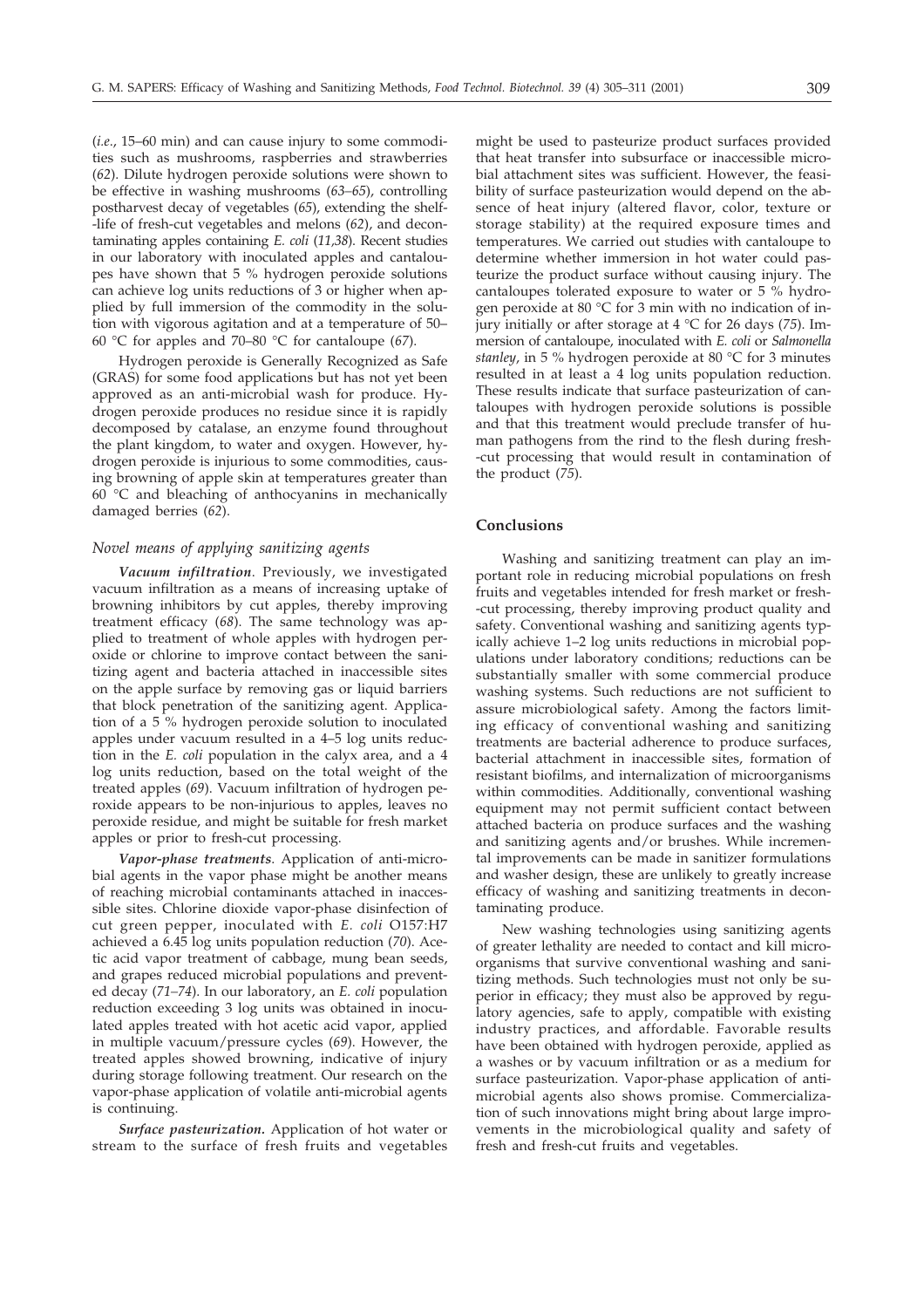(*i.e.*, 15–60 min) and can cause injury to some commodities such as mushrooms, raspberries and strawberries (*62*). Dilute hydrogen peroxide solutions were shown to be effective in washing mushrooms (*63–65*), controlling postharvest decay of vegetables (*65*), extending the shelf-life of fresh-cut vegetables and melons (*62*), and decontaminating apples containing *E. coli* (*11,38*). Recent studies in our laboratory with inoculated apples and cantaloupes have shown that 5 % hydrogen peroxide solutions can achieve log units reductions of 3 or higher when applied by full immersion of the commodity in the solution with vigorous agitation and at a temperature of 50–60 °C for apples and 70–80 °C for cantaloupe (*67*).

Hydrogen peroxide is Generally Recognized as Safe (GRAS) for some food applications but has not yet been approved as an anti-microbial wash for produce. Hydrogen peroxide produces no residue since it is rapidly decomposed by catalase, an enzyme found throughout the plant kingdom, to water and oxygen. However, hydrogen peroxide is injurious to some commodities, causing browning of apple skin at temperatures greater than 60 °C and bleaching of anthocyanins in mechanically damaged berries (*62*).

### *Novel means of applying sanitizing agents*

***Vacuum infiltration***. Previously, we investigated vacuum infiltration as a means of increasing uptake of browning inhibitors by cut apples, thereby improving treatment efficacy (*68*). The same technology was applied to treatment of whole apples with hydrogen peroxide or chlorine to improve contact between the sanitizing agent and bacteria attached in inaccessible sites on the apple surface by removing gas or liquid barriers that block penetration of the sanitizing agent. Application of a 5 % hydrogen peroxide solution to inoculated apples under vacuum resulted in a 4–5 log units reduction in the *E. coli* population in the calyx area, and a 4 log units reduction, based on the total weight of the treated apples (*69*). Vacuum infiltration of hydrogen peroxide appears to be non-injurious to apples, leaves no peroxide residue, and might be suitable for fresh market apples or prior to fresh-cut processing.

***Vapor-phase treatments***. Application of anti-microbial agents in the vapor phase might be another means of reaching microbial contaminants attached in inaccessible sites. Chlorine dioxide vapor-phase disinfection of cut green pepper, inoculated with *E. coli* O157:H7 achieved a 6.45 log units population reduction (*70*). Acetic acid vapor treatment of cabbage, mung bean seeds, and grapes reduced microbial populations and prevented decay (*71–74*). In our laboratory, an *E. coli* population reduction exceeding 3 log units was obtained in inoculated apples treated with hot acetic acid vapor, applied in multiple vacuum/pressure cycles (*69*). However, the treated apples showed browning, indicative of injury during storage following treatment. Our research on the vapor-phase application of volatile anti-microbial agents is continuing.

***Surface pasteurization.*** Application of hot water or stream to the surface of fresh fruits and vegetables might be used to pasteurize product surfaces provided that heat transfer into subsurface or inaccessible microbial attachment sites was sufficient. However, the feasibility of surface pasteurization would depend on the absence of heat injury (altered flavor, color, texture or storage stability) at the required exposure times and temperatures. We carried out studies with cantaloupe to determine whether immersion in hot water could pasteurize the product surface without causing injury. The cantaloupes tolerated exposure to water or 5 % hydrogen peroxide at 80 °C for 3 min with no indication of injury initially or after storage at 4 °C for 26 days (*75*). Immersion of cantaloupe, inoculated with *E. coli* or *Salmonella stanley*, in 5 % hydrogen peroxide at 80 °C for 3 minutes resulted in at least a 4 log units population reduction. These results indicate that surface pasteurization of cantaloupes with hydrogen peroxide solutions is possible and that this treatment would preclude transfer of human pathogens from the rind to the flesh during fresh-cut processing that would result in contamination of the product (*75*).

## Conclusions

Washing and sanitizing treatment can play an important role in reducing microbial populations on fresh fruits and vegetables intended for fresh market or fresh-cut processing, thereby improving product quality and safety. Conventional washing and sanitizing agents typically achieve 1–2 log units reductions in microbial populations under laboratory conditions; reductions can be substantially smaller with some commercial produce washing systems. Such reductions are not sufficient to assure microbiological safety. Among the factors limiting efficacy of conventional washing and sanitizing treatments are bacterial adherence to produce surfaces, bacterial attachment in inaccessible sites, formation of resistant biofilms, and internalization of microorganisms within commodities. Additionally, conventional washing equipment may not permit sufficient contact between attached bacteria on produce surfaces and the washing and sanitizing agents and/or brushes. While incremental improvements can be made in sanitizer formulations and washer design, these are unlikely to greatly increase efficacy of washing and sanitizing treatments in decontaminating produce.

New washing technologies using sanitizing agents of greater lethality are needed to contact and kill microorganisms that survive conventional washing and sanitizing methods. Such technologies must not only be superior in efficacy; they must also be approved by regulatory agencies, safe to apply, compatible with existing industry practices, and affordable. Favorable results have been obtained with hydrogen peroxide, applied as a washes or by vacuum infiltration or as a medium for surface pasteurization. Vapor-phase application of anti-microbial agents also shows promise. Commercialization of such innovations might bring about large improvements in the microbiological quality and safety of fresh and fresh-cut fruits and vegetables.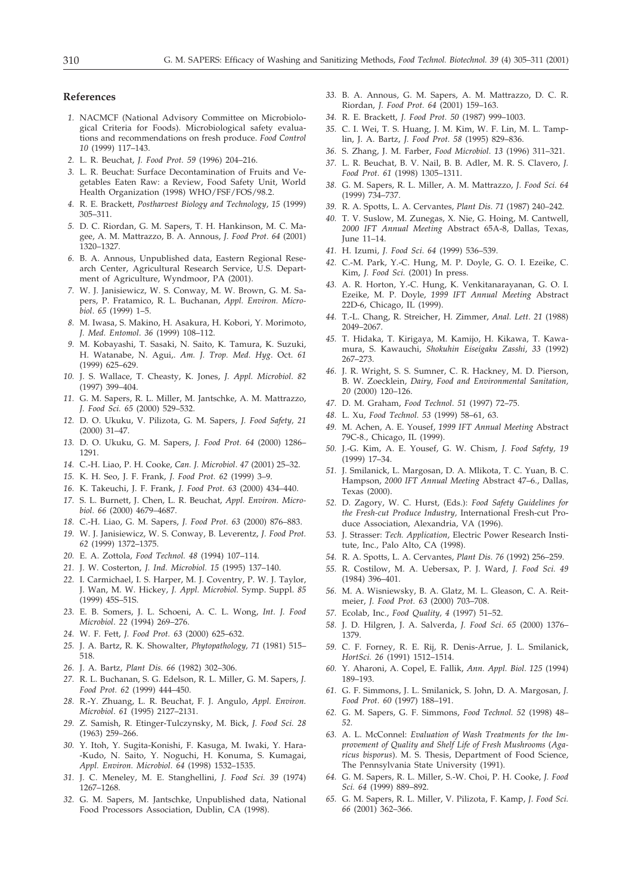## References

1. NACMCF (National Advisory Committee on Microbiological Criteria for Foods). Microbiological safety evaluations and recommendations on fresh produce. *Food Control 10* (1999) 117–143.
2. L. R. Beuchat, *J. Food Prot. 59* (1996) 204–216.
3. L. R. Beuchat: Surface Decontamination of Fruits and Vegetables Eaten Raw: a Review, Food Safety Unit, World Health Organization (1998) WHO/FSF/FOS/98.2.
4. R. E. Brackett, *Postharvest Biology and Technology*, *15* (1999) 305–311.
5. D. C. Riordan, G. M. Sapers, T. H. Hankinson, M. C. Magee, A. M. Mattrazzo, B. A. Annous, *J. Food Prot. 64* (2001) 1320–1327.
6. B. A. Annous, Unpublished data, Eastern Regional Research Center, Agricultural Research Service, U.S. Department of Agriculture, Wyndmoor, PA (2001).
7. W. J. Janisiewicz, W. S. Conway, M. W. Brown, G. M. Sapers, P. Fratamico, R. L. Buchanan, *Appl. Environ. Microbiol. 65* (1999) 1–5.
8. M. Iwasa, S. Makino, H. Asakura, H. Kobori, Y. Morimoto, *J. Med. Entomol. 36* (1999) 108–112.
9. M. Kobayashi, T. Sasaki, N. Saito, K. Tamura, K. Suzuki, H. Watanabe, N. Agui,. *Am. J. Trop. Med. Hyg*. Oct. *61* (1999) 625–629.
10. J. S. Wallace, T. Cheasty, K. Jones, *J. Appl. Microbiol*. *82* (1997) 399–404.
11. G. M. Sapers, R. L. Miller, M. Jantschke, A. M. Mattrazzo, *J. Food Sci. 65* (2000) 529–532.
12. D. O. Ukuku, V. Pilizota, G. M. Sapers, *J. Food Safety*, *21* (2000) 31–47.
13. D. O. Ukuku, G. M. Sapers, *J. Food Prot. 64* (2000) 1286–1291.
14. C.-H. Liao, P. H. Cooke, *Can. J. Microbiol*. *47* (2001) 25–32.
15. K. H. Seo, J. F. Frank, *J. Food Prot. 62* (1999) 3–9.
16. K. Takeuchi, J. F. Frank, *J. Food Prot. 63* (2000) 434–440.
17. S. L. Burnett, J. Chen, L. R. Beuchat, *Appl. Environ. Microbiol. 66* (2000) 4679–4687.
18. C.-H. Liao, G. M. Sapers, *J. Food Prot. 63* (2000) 876–883.
19. W. J. Janisiewicz, W. S. Conway, B. Leverentz, *J. Food Prot. 62* (1999) 1372–1375.
20. E. A. Zottola, *Food Technol. 48* (1994) 107–114.
21. J. W. Costerton, *J. Ind. Microbiol. 15* (1995) 137–140.
22. I. Carmichael, I. S. Harper, M. J. Coventry, P. W. J. Taylor, J. Wan, M. W. Hickey, *J. Appl. Microbiol.* Symp. Suppl. *85* (1999) 45S–51S.
23. E. B. Somers, J. L. Schoeni, A. C. L. Wong, *Int. J. Food Microbiol*. *22* (1994) 269–276.
24. W. F. Fett, *J. Food Prot. 63* (2000) 625–632.
25. J. A. Bartz, R. K. Showalter, *Phytopathology, 71* (1981) 515–518.
26. J. A. Bartz, *Plant Dis. 66* (1982) 302–306.
27. R. L. Buchanan, S. G. Edelson, R. L. Miller, G. M. Sapers, *J. Food Prot. 62* (1999) 444–450.
28. R.-Y. Zhuang, L. R. Beuchat, F. J. Angulo, *Appl. Environ. Microbiol. 61* (1995) 2127–2131.
29. Z. Samish, R. Etinger-Tulczynsky, M. Bick, *J. Food Sci. 28* (1963) 259–266.
30. Y. Itoh, Y. Sugita-Konishi, F. Kasuga, M. Iwaki, Y. Hara-Kudo, N. Saito, Y. Noguchi, H. Konuma, S. Kumagai, *Appl. Environ. Microbiol. 64* (1998) 1532–1535.
31. J. C. Meneley, M. E. Stanghellini, *J. Food Sci. 39* (1974) 1267–1268.
32. G. M. Sapers, M. Jantschke, Unpublished data, National Food Processors Association, Dublin, CA (1998).
33. B. A. Annous, G. M. Sapers, A. M. Mattrazzo, D. C. R. Riordan, *J. Food Prot. 64* (2001) 159–163.
34. R. E. Brackett, *J. Food Prot. 50* (1987) 999–1003.
35. C. I. Wei, T. S. Huang, J. M. Kim, W. F. Lin, M. L. Tamplin, J. A. Bartz, *J. Food Prot. 58* (1995) 829–836.
36. S. Zhang, J. M. Farber, *Food Microbiol*. *13* (1996) 311–321.
37. L. R. Beuchat, B. V. Nail, B. B. Adler, M. R. S. Clavero, *J. Food Prot*. *61* (1998) 1305–1311.
38. G. M. Sapers, R. L. Miller, A. M. Mattrazzo, *J. Food Sci. 64* (1999) 734–737.
39. R. A. Spotts, L. A. Cervantes, *Plant Dis. 71* (1987) 240–242.
40. T. V. Suslow, M. Zunegas, X. Nie, G. Hoing, M. Cantwell, *2000 IFT Annual Meeting* Abstract 65A-8, Dallas, Texas, June 11–14.
41. H. Izumi, *J. Food Sci. 64* (1999) 536–539.
42. C.-M. Park, Y.-C. Hung, M. P. Doyle, G. O. I. Ezeike, C. Kim, *J. Food Sci.* (2001) In press.
43. A. R. Horton, Y.-C. Hung, K. Venkitanarayanan, G. O. I. Ezeike, M. P. Doyle, *1999 IFT Annual Meeting* Abstract 22D-6, Chicago, IL (1999).
44. T.-L. Chang, R. Streicher, H. Zimmer, *Anal. Lett*. *21* (1988) 2049–2067.
45. T. Hidaka, T. Kirigaya, M. Kamijo, H. Kikawa, T. Kawamura, S. Kawauchi, *Shokuhin Eiseigaku Zasshi*, *33* (1992) 267–273.
46. J. R. Wright, S. S. Sumner, C. R. Hackney, M. D. Pierson, B. W. Zoecklein, *Dairy, Food and Environmental Sanitation, 20* (2000) 120–126.
47. D. M. Graham, *Food Technol*. *51* (1997) 72–75.
48. L. Xu, *Food Technol. 53* (1999) 58–61, 63.
49. M. Achen, A. E. Yousef, *1999 IFT Annual Meeting* Abstract 79C-8., Chicago, IL (1999).
50. J.-G. Kim, A. E. Yousef, G. W. Chism, *J. Food Safety*, *19* (1999) 17–34.
51. J. Smilanick, L. Margosan, D. Mlikota, T. C. Yuan, B. C. Hampson, *2000 IFT Annual Meeting* Abstract 47–6., Dallas, Texas (2000).
52. D. Zagory, W. C. Hurst, (Eds.): *Food Safety Guidelines for the Fresh-cut Produce Industry*, International Fresh-cut Produce Association, Alexandria, VA (1996).
53. J. Strasser: *Tech. Application*, Electric Power Research Institute, Inc., Palo Alto, CA (1998).
54. R. A. Spotts, L. A. Cervantes, *Plant Dis. 76* (1992) 256–259.
55. R. Costilow, M. A. Uebersax, P. J. Ward, *J. Food Sci. 49* (1984) 396–401.
56. M. A. Wisniewsky, B. A. Glatz, M. L. Gleason, C. A. Reitmeier, *J. Food Prot. 63* (2000) 703–708.
57. Ecolab, Inc., *Food Quality*, *4* (1997) 51–52.
58. J. D. Hilgren, J. A. Salverda, *J. Food Sci. 65* (2000) 1376–1379.
59. C. F. Forney, R. E. Rij, R. Denis-Arrue, J. L. Smilanick, *HortSci. 26* (1991) 1512–1514.
60. Y. Aharoni, A. Copel, E. Fallik, *Ann. Appl. Biol*. *125* (1994) 189–193.
61. G. F. Simmons, J. L. Smilanick, S. John, D. A. Margosan, *J. Food Prot. 60* (1997) 188–191.
62. G. M. Sapers, G. F. Simmons, *Food Technol. 52* (1998) 48–52.
63. A. L. McConnel: *Evaluation of Wash Treatments for the Improvement of Quality and Shelf Life of Fresh Mushrooms* (*Agaricus bisporus*). M. S. Thesis, Department of Food Science, The Pennsylvania State University (1991).
64. G. M. Sapers, R. L. Miller, S.-W. Choi, P. H. Cooke, *J. Food Sci. 64* (1999) 889–892.
65. G. M. Sapers, R. L. Miller, V. Pilizota, F. Kamp, *J. Food Sci. 66* (2001) 362–366.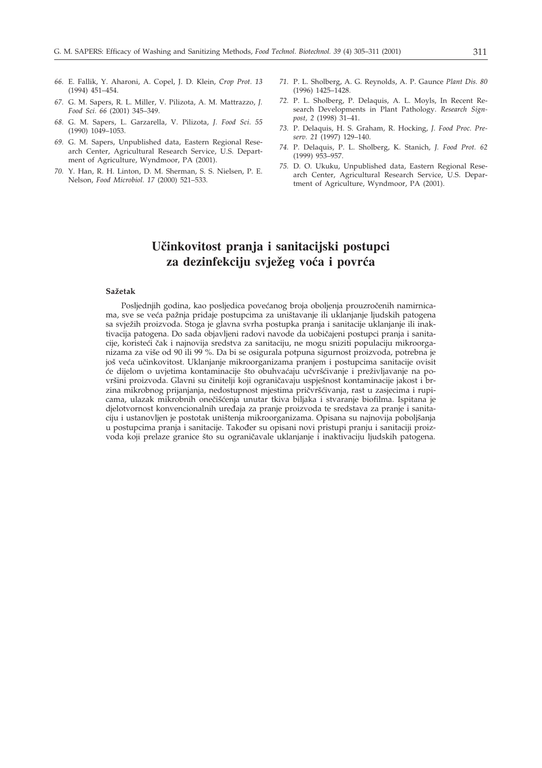66. E. Fallik, Y. Aharoni, A. Copel, J. D. Klein, *Crop Prot. 13* (1994) 451–454.
67. G. M. Sapers, R. L. Miller, V. Pilizota, A. M. Mattrazzo, *J. Food Sci. 66* (2001) 345–349.
68. G. M. Sapers, L. Garzarella, V. Pilizota, *J. Food Sci. 55* (1990) 1049–1053.
69. G. M. Sapers, Unpublished data, Eastern Regional Research Center, Agricultural Research Service, U.S. Department of Agriculture, Wyndmoor, PA (2001).
70. Y. Han, R. H. Linton, D. M. Sherman, S. S. Nielsen, P. E. Nelson, *Food Microbiol. 17* (2000) 521–533.
71. P. L. Sholberg, A. G. Reynolds, A. P. Gaunce *Plant Dis. 80* (1996) 1425–1428.
72. P. L. Sholberg, P. Delaquis, A. L. Moyls, In Recent Research Developments in Plant Pathology. *Research Signpost, 2* (1998) 31–41.
73. P. Delaquis, H. S. Graham, R. Hocking, *J. Food Proc. Preserv. 21* (1997) 129–140.
74. P. Delaquis, P. L. Sholberg, K. Stanich, *J. Food Prot. 62* (1999) 953–957.
75. D. O. Ukuku, Unpublished data, Eastern Regional Research Center, Agricultural Research Service, U.S. Department of Agriculture, Wyndmoor, PA (2001).

# Učinkovitost pranja i sanitacijski postupci za dezinfekciju svježeg voća i povrća

**Sažetak**

Posljednjih godina, kao posljedica povećanog broja oboljenja prouzročenih namirnicama, sve se veća pažnja pridaje postupcima za uništavanje ili uklanjanje ljudskih patogena sa svježih proizvoda. Stoga je glavna svrha postupka pranja i sanitacije uklanjanje ili inaktivacija patogena. Do sada objavljeni radovi navode da uobičajeni postupci pranja i sanitacije, koristeći čak i najnovija sredstva za sanitaciju, ne mogu sniziti populaciju mikroorganizama za više od 90 ili 99 %. Da bi se osigurala potpuna sigurnost proizvoda, potrebna je još veća učinkovitost. Uklanjanje mikroorganizama pranjem i postupcima sanitacije ovisit će dijelom o uvjetima kontaminacije što obuhvaćaju učvršćivanje i preživljavanje na površini proizvoda. Glavni su činitelji koji ograničavaju uspješnost kontaminacije jakost i brzina mikrobnog prijanjanja, nedostupnost mjestima pričvršćivanja, rast u zasjecima i rupicama, ulazak mikrobnih onečišćenja unutar tkiva biljaka i stvaranje biofilma. Ispitana je djelotvornost konvencionalnih uređaja za pranje proizvoda te sredstava za pranje i sanitaciju i ustanovljen je postotak uništenja mikroorganizama. Opisana su najnovija poboljšanja u postupcima pranja i sanitacije. Također su opisani novi pristupi pranju i sanitaciji proizvoda koji prelaze granice što su ograničavale uklanjanje i inaktivaciju ljudskih patogena.